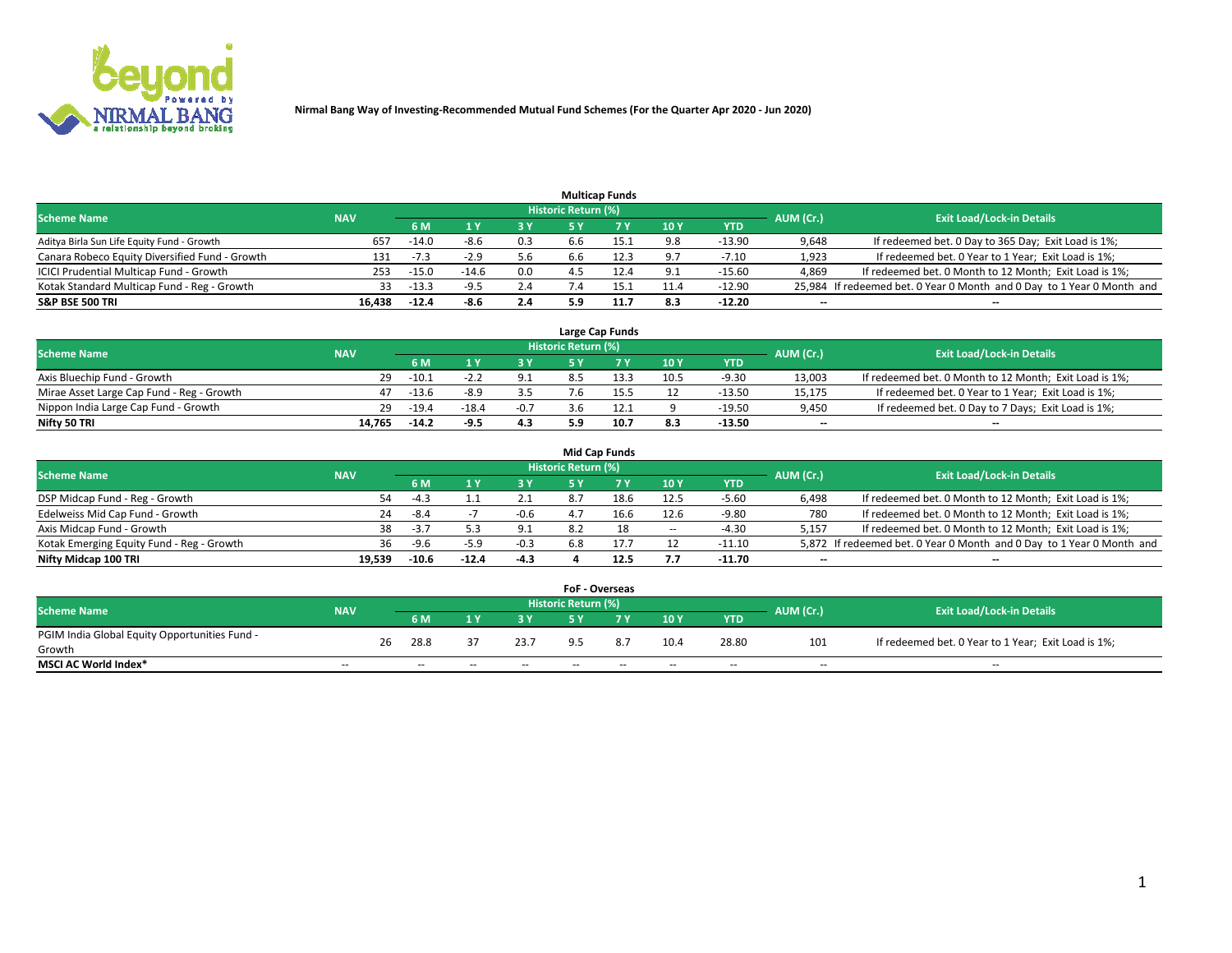**Nirmal Bang Way of Investing-Recommended Mutual Fund Schemes (For the Quarter Apr 2020 - Jun 2020)**

### Multicap Funds

| Scheme Name | NAV | Historic Return (%) | | | | | | | AUM (Cr.) | Exit Load/Lock-in Details |
|---|---|---|---|---|---|---|---|---|---|---|
| | | 6 M | 1 Y | 3 Y | 5 Y | 7 Y | 10 Y | YTD | | |
| Aditya Birla Sun Life Equity Fund - Growth | 657 | -14.0 | -8.6 | 0.3 | 6.6 | 15.1 | 9.8 | -13.90 | 9,648 | If redeemed bet. 0 Day to 365 Day; Exit Load is 1%; |
| Canara Robeco Equity Diversified Fund - Growth | 131 | -7.3 | -2.9 | 5.6 | 6.6 | 12.3 | 9.7 | -7.10 | 1,923 | If redeemed bet. 0 Year to 1 Year; Exit Load is 1%; |
| ICICI Prudential Multicap Fund - Growth | 253 | -15.0 | -14.6 | 0.0 | 4.5 | 12.4 | 9.1 | -15.60 | 4,869 | If redeemed bet. 0 Month to 12 Month; Exit Load is 1%; |
| Kotak Standard Multicap Fund - Reg - Growth | 33 | -13.3 | -9.5 | 2.4 | 7.4 | 15.1 | 11.4 | -12.90 | 25,984 | If redeemed bet. 0 Year 0 Month and 0 Day to 1 Year 0 Month and |
| **S&P BSE 500 TRI** | **16,438** | **-12.4** | **-8.6** | **2.4** | **5.9** | **11.7** | **8.3** | **-12.20** | **--** | **--** |

### Large Cap Funds

| Scheme Name | NAV | Historic Return (%) | | | | | | | AUM (Cr.) | Exit Load/Lock-in Details |
|---|---|---|---|---|---|---|---|---|---|---|
| | | 6 M | 1 Y | 3 Y | 5 Y | 7 Y | 10 Y | YTD | | |
| Axis Bluechip Fund - Growth | 29 | -10.1 | -2.2 | 9.1 | 8.5 | 13.3 | 10.5 | -9.30 | 13,003 | If redeemed bet. 0 Month to 12 Month; Exit Load is 1%; |
| Mirae Asset Large Cap Fund - Reg - Growth | 47 | -13.6 | -8.9 | 3.5 | 7.6 | 15.5 | 12 | -13.50 | 15,175 | If redeemed bet. 0 Year to 1 Year; Exit Load is 1%; |
| Nippon India Large Cap Fund - Growth | 29 | -19.4 | -18.4 | -0.7 | 3.6 | 12.1 | 9 | -19.50 | 9,450 | If redeemed bet. 0 Day to 7 Days; Exit Load is 1%; |
| **Nifty 50 TRI** | **14,765** | **-14.2** | **-9.5** | **4.3** | **5.9** | **10.7** | **8.3** | **-13.50** | **--** | **--** |

### Mid Cap Funds

| Scheme Name | NAV | Historic Return (%) | | | | | | | AUM (Cr.) | Exit Load/Lock-in Details |
|---|---|---|---|---|---|---|---|---|---|---|
| | | 6 M | 1 Y | 3 Y | 5 Y | 7 Y | 10 Y | YTD | | |
| DSP Midcap Fund - Reg - Growth | 54 | -4.3 | 1.1 | 2.1 | 8.7 | 18.6 | 12.5 | -5.60 | 6,498 | If redeemed bet. 0 Month to 12 Month; Exit Load is 1%; |
| Edelweiss Mid Cap Fund - Growth | 24 | -8.4 | -7 | -0.6 | 4.7 | 16.6 | 12.6 | -9.80 | 780 | If redeemed bet. 0 Month to 12 Month; Exit Load is 1%; |
| Axis Midcap Fund - Growth | 38 | -3.7 | 5.3 | 9.1 | 8.2 | 18 | -- | -4.30 | 5,157 | If redeemed bet. 0 Month to 12 Month; Exit Load is 1%; |
| Kotak Emerging Equity Fund - Reg - Growth | 36 | -9.6 | -5.9 | -0.3 | 6.8 | 17.7 | 12 | -11.10 | 5,872 | If redeemed bet. 0 Year 0 Month and 0 Day to 1 Year 0 Month and |
| **Nifty Midcap 100 TRI** | **19,539** | **-10.6** | **-12.4** | **-4.3** | **4** | **12.5** | **7.7** | **-11.70** | **--** | **--** |

### FoF - Overseas

| Scheme Name | NAV | Historic Return (%) | | | | | | | AUM (Cr.) | Exit Load/Lock-in Details |
|---|---|---|---|---|---|---|---|---|---|---|
| | | 6 M | 1 Y | 3 Y | 5 Y | 7 Y | 10 Y | YTD | | |
| PGIM India Global Equity Opportunities Fund - Growth | 26 | 28.8 | 37 | 23.7 | 9.5 | 8.7 | 10.4 | 28.80 | 101 | If redeemed bet. 0 Year to 1 Year; Exit Load is 1%; |
| **MSCI AC World Index*** | -- | -- | -- | -- | -- | -- | -- | -- | -- | -- |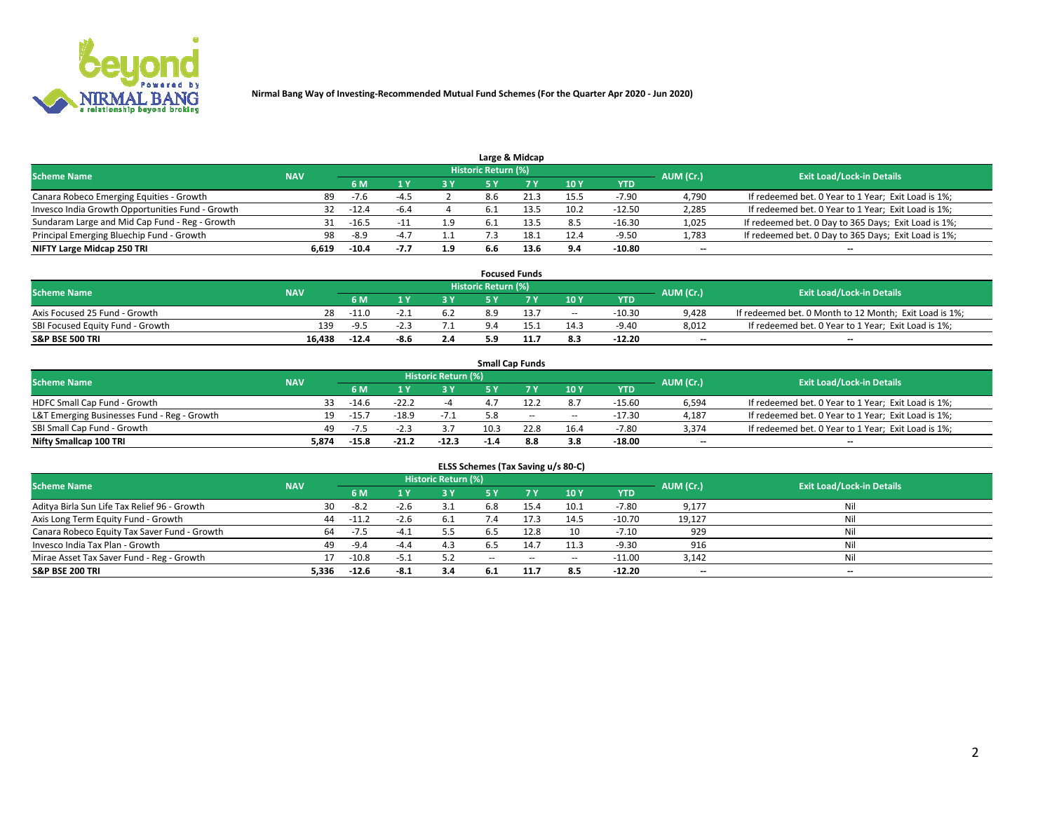**Nirmal Bang Way of Investing-Recommended Mutual Fund Schemes (For the Quarter Apr 2020 - Jun 2020)**

### Large & Midcap

| Scheme Name | NAV | Historic Return (%) | | | | | | | AUM (Cr.) | Exit Load/Lock-in Details |
|---|---|---|---|---|---|---|---|---|---|---|
| | | 6 M | 1 Y | 3 Y | 5 Y | 7 Y | 10 Y | YTD | | |
| Canara Robeco Emerging Equities - Growth | 89 | -7.6 | -4.5 | 2 | 8.6 | 21.3 | 15.5 | -7.90 | 4,790 | If redeemed bet. 0 Year to 1 Year; Exit Load is 1%; |
| Invesco India Growth Opportunities Fund - Growth | 32 | -12.4 | -6.4 | 4 | 6.1 | 13.5 | 10.2 | -12.50 | 2,285 | If redeemed bet. 0 Year to 1 Year; Exit Load is 1%; |
| Sundaram Large and Mid Cap Fund - Reg - Growth | 31 | -16.5 | -11 | 1.9 | 6.1 | 13.5 | 8.5 | -16.30 | 1,025 | If redeemed bet. 0 Day to 365 Days; Exit Load is 1%; |
| Principal Emerging Bluechip Fund - Growth | 98 | -8.9 | -4.7 | 1.1 | 7.3 | 18.1 | 12.4 | -9.50 | 1,783 | If redeemed bet. 0 Day to 365 Days; Exit Load is 1%; |
| **NIFTY Large Midcap 250 TRI** | **6,619** | **-10.4** | **-7.7** | **1.9** | **6.6** | **13.6** | **9.4** | **-10.80** | -- | -- |

### Focused Funds

| Scheme Name | NAV | Historic Return (%) | | | | | | | AUM (Cr.) | Exit Load/Lock-in Details |
|---|---|---|---|---|---|---|---|---|---|---|
| | | 6 M | 1 Y | 3 Y | 5 Y | 7 Y | 10 Y | YTD | | |
| Axis Focused 25 Fund - Growth | 28 | -11.0 | -2.1 | 6.2 | 8.9 | 13.7 | -- | -10.30 | 9,428 | If redeemed bet. 0 Month to 12 Month; Exit Load is 1%; |
| SBI Focused Equity Fund - Growth | 139 | -9.5 | -2.3 | 7.1 | 9.4 | 15.1 | 14.3 | -9.40 | 8,012 | If redeemed bet. 0 Year to 1 Year; Exit Load is 1%; |
| **S&P BSE 500 TRI** | **16,438** | **-12.4** | **-8.6** | **2.4** | **5.9** | **11.7** | **8.3** | **-12.20** | -- | -- |

### Small Cap Funds

| Scheme Name | NAV | Historic Return (%) | | | | | | | AUM (Cr.) | Exit Load/Lock-in Details |
|---|---|---|---|---|---|---|---|---|---|---|
| | | 6 M | 1 Y | 3 Y | 5 Y | 7 Y | 10 Y | YTD | | |
| HDFC Small Cap Fund - Growth | 33 | -14.6 | -22.2 | -4 | 4.7 | 12.2 | 8.7 | -15.60 | 6,594 | If redeemed bet. 0 Year to 1 Year; Exit Load is 1%; |
| L&T Emerging Businesses Fund - Reg - Growth | 19 | -15.7 | -18.9 | -7.1 | 5.8 | -- | -- | -17.30 | 4,187 | If redeemed bet. 0 Year to 1 Year; Exit Load is 1%; |
| SBI Small Cap Fund - Growth | 49 | -7.5 | -2.3 | 3.7 | 10.3 | 22.8 | 16.4 | -7.80 | 3,374 | If redeemed bet. 0 Year to 1 Year; Exit Load is 1%; |
| **Nifty Smallcap 100 TRI** | **5,874** | **-15.8** | **-21.2** | **-12.3** | **-1.4** | **8.8** | **3.8** | **-18.00** | -- | -- |

### ELSS Schemes (Tax Saving u/s 80-C)

| Scheme Name | NAV | Historic Return (%) | | | | | | | AUM (Cr.) | Exit Load/Lock-in Details |
|---|---|---|---|---|---|---|---|---|---|---|
| | | 6 M | 1 Y | 3 Y | 5 Y | 7 Y | 10 Y | YTD | | |
| Aditya Birla Sun Life Tax Relief 96 - Growth | 30 | -8.2 | -2.6 | 3.1 | 6.8 | 15.4 | 10.1 | -7.80 | 9,177 | Nil |
| Axis Long Term Equity Fund - Growth | 44 | -11.2 | -2.6 | 6.1 | 7.4 | 17.3 | 14.5 | -10.70 | 19,127 | Nil |
| Canara Robeco Equity Tax Saver Fund - Growth | 64 | -7.5 | -4.1 | 5.5 | 6.5 | 12.8 | 10 | -7.10 | 929 | Nil |
| Invesco India Tax Plan - Growth | 49 | -9.4 | -4.4 | 4.3 | 6.5 | 14.7 | 11.3 | -9.30 | 916 | Nil |
| Mirae Asset Tax Saver Fund - Reg - Growth | 17 | -10.8 | -5.1 | 5.2 | -- | -- | -- | -11.00 | 3,142 | Nil |
| **S&P BSE 200 TRI** | **5,336** | **-12.6** | **-8.1** | **3.4** | **6.1** | **11.7** | **8.5** | **-12.20** | -- | -- |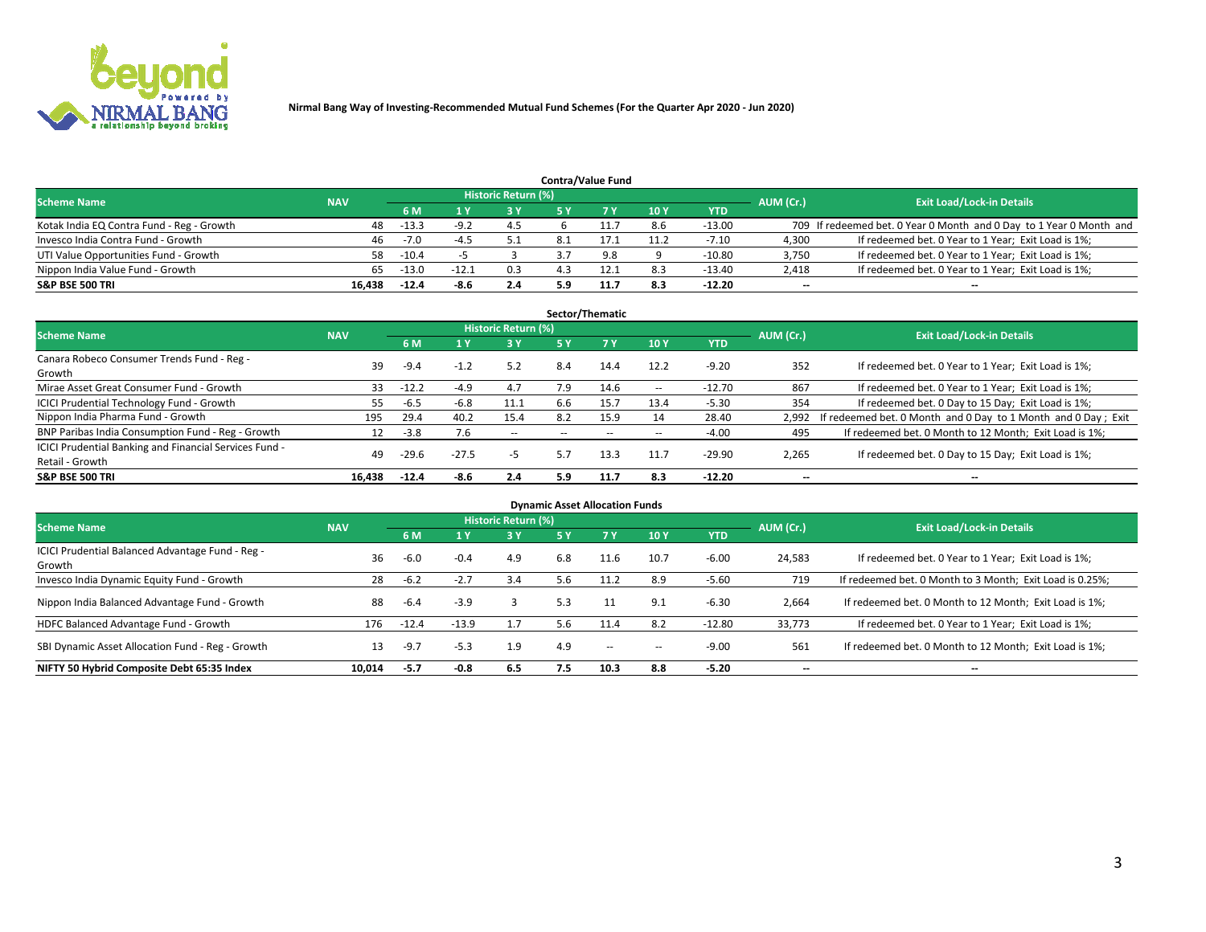Nirmal Bang Way of Investing-Recommended Mutual Fund Schemes (For the Quarter Apr 2020 - Jun 2020)

## Contra/Value Fund

| Scheme Name | NAV | Historic Return (%) | | | | | | | AUM (Cr.) | Exit Load/Lock-in Details |
|---|---|---|---|---|---|---|---|---|---|---|
| | | 6 M | 1 Y | 3 Y | 5 Y | 7 Y | 10 Y | YTD | | |
| Kotak India EQ Contra Fund - Reg - Growth | 48 | -13.3 | -9.2 | 4.5 | 6 | 11.7 | 8.6 | -13.00 | 709 | If redeemed bet. 0 Year 0 Month and 0 Day to 1 Year 0 Month and |
| Invesco India Contra Fund - Growth | 46 | -7.0 | -4.5 | 5.1 | 8.1 | 17.1 | 11.2 | -7.10 | 4,300 | If redeemed bet. 0 Year to 1 Year; Exit Load is 1%; |
| UTI Value Opportunities Fund - Growth | 58 | -10.4 | -5 | 3 | 3.7 | 9.8 | 9 | -10.80 | 3,750 | If redeemed bet. 0 Year to 1 Year; Exit Load is 1%; |
| Nippon India Value Fund - Growth | 65 | -13.0 | -12.1 | 0.3 | 4.3 | 12.1 | 8.3 | -13.40 | 2,418 | If redeemed bet. 0 Year to 1 Year; Exit Load is 1%; |
| **S&P BSE 500 TRI** | **16,438** | **-12.4** | **-8.6** | **2.4** | **5.9** | **11.7** | **8.3** | **-12.20** | **--** | **--** |

## Sector/Thematic

| Scheme Name | NAV | Historic Return (%) | | | | | | | AUM (Cr.) | Exit Load/Lock-in Details |
|---|---|---|---|---|---|---|---|---|---|---|
| | | 6 M | 1 Y | 3 Y | 5 Y | 7 Y | 10 Y | YTD | | |
| Canara Robeco Consumer Trends Fund - Reg - Growth | 39 | -9.4 | -1.2 | 5.2 | 8.4 | 14.4 | 12.2 | -9.20 | 352 | If redeemed bet. 0 Year to 1 Year; Exit Load is 1%; |
| Mirae Asset Great Consumer Fund - Growth | 33 | -12.2 | -4.9 | 4.7 | 7.9 | 14.6 | -- | -12.70 | 867 | If redeemed bet. 0 Year to 1 Year; Exit Load is 1%; |
| ICICI Prudential Technology Fund - Growth | 55 | -6.5 | -6.8 | 11.1 | 6.6 | 15.7 | 13.4 | -5.30 | 354 | If redeemed bet. 0 Day to 15 Day; Exit Load is 1%; |
| Nippon India Pharma Fund - Growth | 195 | 29.4 | 40.2 | 15.4 | 8.2 | 15.9 | 14 | 28.40 | 2,992 | If redeemed bet. 0 Month and 0 Day to 1 Month and 0 Day ; Exit |
| BNP Paribas India Consumption Fund - Reg - Growth | 12 | -3.8 | 7.6 | -- | -- | -- | -- | -4.00 | 495 | If redeemed bet. 0 Month to 12 Month; Exit Load is 1%; |
| ICICI Prudential Banking and Financial Services Fund - Retail - Growth | 49 | -29.6 | -27.5 | -5 | 5.7 | 13.3 | 11.7 | -29.90 | 2,265 | If redeemed bet. 0 Day to 15 Day; Exit Load is 1%; |
| **S&P BSE 500 TRI** | **16,438** | **-12.4** | **-8.6** | **2.4** | **5.9** | **11.7** | **8.3** | **-12.20** | **--** | **--** |

## Dynamic Asset Allocation Funds

| Scheme Name | NAV | Historic Return (%) | | | | | | | AUM (Cr.) | Exit Load/Lock-in Details |
|---|---|---|---|---|---|---|---|---|---|---|
| | | 6 M | 1 Y | 3 Y | 5 Y | 7 Y | 10 Y | YTD | | |
| ICICI Prudential Balanced Advantage Fund - Reg - Growth | 36 | -6.0 | -0.4 | 4.9 | 6.8 | 11.6 | 10.7 | -6.00 | 24,583 | If redeemed bet. 0 Year to 1 Year; Exit Load is 1%; |
| Invesco India Dynamic Equity Fund - Growth | 28 | -6.2 | -2.7 | 3.4 | 5.6 | 11.2 | 8.9 | -5.60 | 719 | If redeemed bet. 0 Month to 3 Month; Exit Load is 0.25%; |
| Nippon India Balanced Advantage Fund - Growth | 88 | -6.4 | -3.9 | 3 | 5.3 | 11 | 9.1 | -6.30 | 2,664 | If redeemed bet. 0 Month to 12 Month; Exit Load is 1%; |
| HDFC Balanced Advantage Fund - Growth | 176 | -12.4 | -13.9 | 1.7 | 5.6 | 11.4 | 8.2 | -12.80 | 33,773 | If redeemed bet. 0 Year to 1 Year; Exit Load is 1%; |
| SBI Dynamic Asset Allocation Fund - Reg - Growth | 13 | -9.7 | -5.3 | 1.9 | 4.9 | -- | -- | -9.00 | 561 | If redeemed bet. 0 Month to 12 Month; Exit Load is 1%; |
| **NIFTY 50 Hybrid Composite Debt 65:35 Index** | **10,014** | **-5.7** | **-0.8** | **6.5** | **7.5** | **10.3** | **8.8** | **-5.20** | **--** | **--** |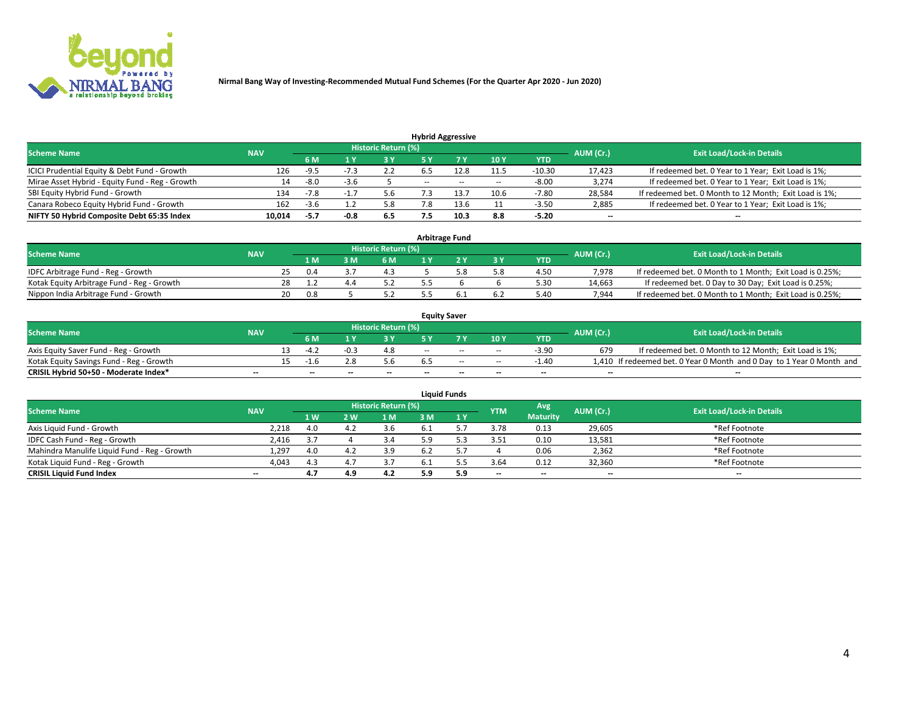Nirmal Bang Way of Investing-Recommended Mutual Fund Schemes (For the Quarter Apr 2020 - Jun 2020)

## Hybrid Aggressive

| Scheme Name | NAV | Historic Return (%) | | | | | | | AUM (Cr.) | Exit Load/Lock-in Details |
|---|---|---|---|---|---|---|---|---|---|---|
| | | 6 M | 1 Y | 3 Y | 5 Y | 7 Y | 10 Y | YTD | | |
| ICICI Prudential Equity & Debt Fund - Growth | 126 | -9.5 | -7.3 | 2.2 | 6.5 | 12.8 | 11.5 | -10.30 | 17,423 | If redeemed bet. 0 Year to 1 Year; Exit Load is 1%; |
| Mirae Asset Hybrid - Equity Fund - Reg - Growth | 14 | -8.0 | -3.6 | 5 | -- | -- | -- | -8.00 | 3,274 | If redeemed bet. 0 Year to 1 Year; Exit Load is 1%; |
| SBI Equity Hybrid Fund - Growth | 134 | -7.8 | -1.7 | 5.6 | 7.3 | 13.7 | 10.6 | -7.80 | 28,584 | If redeemed bet. 0 Month to 12 Month; Exit Load is 1%; |
| Canara Robeco Equity Hybrid Fund - Growth | 162 | -3.6 | 1.2 | 5.8 | 7.8 | 13.6 | 11 | -3.50 | 2,885 | If redeemed bet. 0 Year to 1 Year; Exit Load is 1%; |
| **NIFTY 50 Hybrid Composite Debt 65:35 Index** | **10,014** | **-5.7** | **-0.8** | **6.5** | **7.5** | **10.3** | **8.8** | **-5.20** | **--** | **--** |

## Arbitrage Fund

| Scheme Name | NAV | Historic Return (%) | | | | | | | AUM (Cr.) | Exit Load/Lock-in Details |
|---|---|---|---|---|---|---|---|---|---|---|
| | | 1 M | 3 M | 6 M | 1 Y | 2 Y | 3 Y | YTD | | |
| IDFC Arbitrage Fund - Reg - Growth | 25 | 0.4 | 3.7 | 4.3 | 5 | 5.8 | 5.8 | 4.50 | 7,978 | If redeemed bet. 0 Month to 1 Month; Exit Load is 0.25%; |
| Kotak Equity Arbitrage Fund - Reg - Growth | 28 | 1.2 | 4.4 | 5.2 | 5.5 | 6 | 6 | 5.30 | 14,663 | If redeemed bet. 0 Day to 30 Day; Exit Load is 0.25%; |
| Nippon India Arbitrage Fund - Growth | 20 | 0.8 | 5 | 5.2 | 5.5 | 6.1 | 6.2 | 5.40 | 7,944 | If redeemed bet. 0 Month to 1 Month; Exit Load is 0.25%; |

## Equity Saver

| Scheme Name | NAV | Historic Return (%) | | | | | | | AUM (Cr.) | Exit Load/Lock-in Details |
|---|---|---|---|---|---|---|---|---|---|---|
| | | 6 M | 1 Y | 3 Y | 5 Y | 7 Y | 10 Y | YTD | | |
| Axis Equity Saver Fund - Reg - Growth | 13 | -4.2 | -0.3 | 4.8 | -- | -- | -- | -3.90 | 679 | If redeemed bet. 0 Month to 12 Month; Exit Load is 1%; |
| Kotak Equity Savings Fund - Reg - Growth | 15 | -1.6 | 2.8 | 5.6 | 6.5 | -- | -- | -1.40 | 1,410 | If redeemed bet. 0 Year 0 Month and 0 Day to 1 Year 0 Month and |
| **CRISIL Hybrid 50+50 - Moderate Index*** | **--** | **--** | **--** | **--** | **--** | **--** | **--** | **--** | **--** | **--** |

## Liquid Funds

| Scheme Name | NAV | Historic Return (%) | | | | | YTM | Avg Maturity | AUM (Cr.) | Exit Load/Lock-in Details |
|---|---|---|---|---|---|---|---|---|---|---|
| | | 1 W | 2 W | 1 M | 3 M | 1 Y | | | | |
| Axis Liquid Fund - Growth | 2,218 | 4.0 | 4.2 | 3.6 | 6.1 | 5.7 | 3.78 | 0.13 | 29,605 | *Ref Footnote |
| IDFC Cash Fund - Reg - Growth | 2,416 | 3.7 | 4 | 3.4 | 5.9 | 5.3 | 3.51 | 0.10 | 13,581 | *Ref Footnote |
| Mahindra Manulife Liquid Fund - Reg - Growth | 1,297 | 4.0 | 4.2 | 3.9 | 6.2 | 5.7 | 4 | 0.06 | 2,362 | *Ref Footnote |
| Kotak Liquid Fund - Reg - Growth | 4,043 | 4.3 | 4.7 | 3.7 | 6.1 | 5.5 | 3.64 | 0.12 | 32,360 | *Ref Footnote |
| **CRISIL Liquid Fund Index** | **--** | **4.7** | **4.9** | **4.2** | **5.9** | **5.9** | **--** | **--** | **--** | **--** |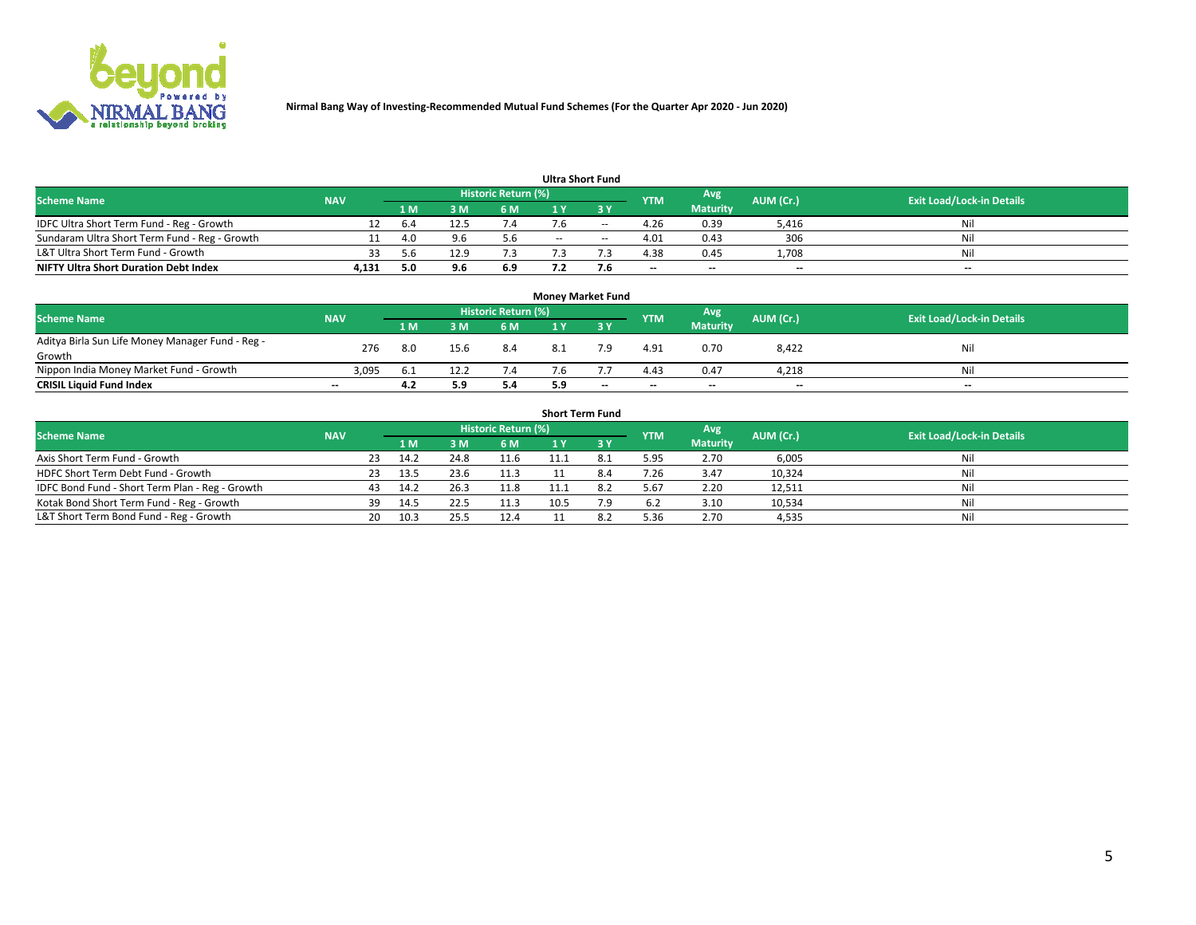**Nirmal Bang Way of Investing-Recommended Mutual Fund Schemes (For the Quarter Apr 2020 - Jun 2020)**

### Ultra Short Fund

| Scheme Name | NAV | Historic Return (%) | | | | | YTM | Avg Maturity | AUM (Cr.) | Exit Load/Lock-in Details |
|---|---|---|---|---|---|---|---|---|---|---|
| | | 1 M | 3 M | 6 M | 1 Y | 3 Y | | | | |
| IDFC Ultra Short Term Fund - Reg - Growth | 12 | 6.4 | 12.5 | 7.4 | 7.6 | -- | 4.26 | 0.39 | 5,416 | Nil |
| Sundaram Ultra Short Term Fund - Reg - Growth | 11 | 4.0 | 9.6 | 5.6 | -- | -- | 4.01 | 0.43 | 306 | Nil |
| L&T Ultra Short Term Fund - Growth | 33 | 5.6 | 12.9 | 7.3 | 7.3 | 7.3 | 4.38 | 0.45 | 1,708 | Nil |
| **NIFTY Ultra Short Duration Debt Index** | **4,131** | **5.0** | **9.6** | **6.9** | **7.2** | **7.6** | **--** | **--** | **--** | **--** |

### Money Market Fund

| Scheme Name | NAV | Historic Return (%) | | | | | YTM | Avg Maturity | AUM (Cr.) | Exit Load/Lock-in Details |
|---|---|---|---|---|---|---|---|---|---|---|
| | | 1 M | 3 M | 6 M | 1 Y | 3 Y | | | | |
| Aditya Birla Sun Life Money Manager Fund - Reg - Growth | 276 | 8.0 | 15.6 | 8.4 | 8.1 | 7.9 | 4.91 | 0.70 | 8,422 | Nil |
| Nippon India Money Market Fund - Growth | 3,095 | 6.1 | 12.2 | 7.4 | 7.6 | 7.7 | 4.43 | 0.47 | 4,218 | Nil |
| **CRISIL Liquid Fund Index** | **--** | **4.2** | **5.9** | **5.4** | **5.9** | **--** | **--** | **--** | **--** | **--** |

### Short Term Fund

| Scheme Name | NAV | Historic Return (%) | | | | | YTM | Avg Maturity | AUM (Cr.) | Exit Load/Lock-in Details |
|---|---|---|---|---|---|---|---|---|---|---|
| | | 1 M | 3 M | 6 M | 1 Y | 3 Y | | | | |
| Axis Short Term Fund - Growth | 23 | 14.2 | 24.8 | 11.6 | 11.1 | 8.1 | 5.95 | 2.70 | 6,005 | Nil |
| HDFC Short Term Debt Fund - Growth | 23 | 13.5 | 23.6 | 11.3 | 11 | 8.4 | 7.26 | 3.47 | 10,324 | Nil |
| IDFC Bond Fund - Short Term Plan - Reg - Growth | 43 | 14.2 | 26.3 | 11.8 | 11.1 | 8.2 | 5.67 | 2.20 | 12,511 | Nil |
| Kotak Bond Short Term Fund - Reg - Growth | 39 | 14.5 | 22.5 | 11.3 | 10.5 | 7.9 | 6.2 | 3.10 | 10,534 | Nil |
| L&T Short Term Bond Fund - Reg - Growth | 20 | 10.3 | 25.5 | 12.4 | 11 | 8.2 | 5.36 | 2.70 | 4,535 | Nil |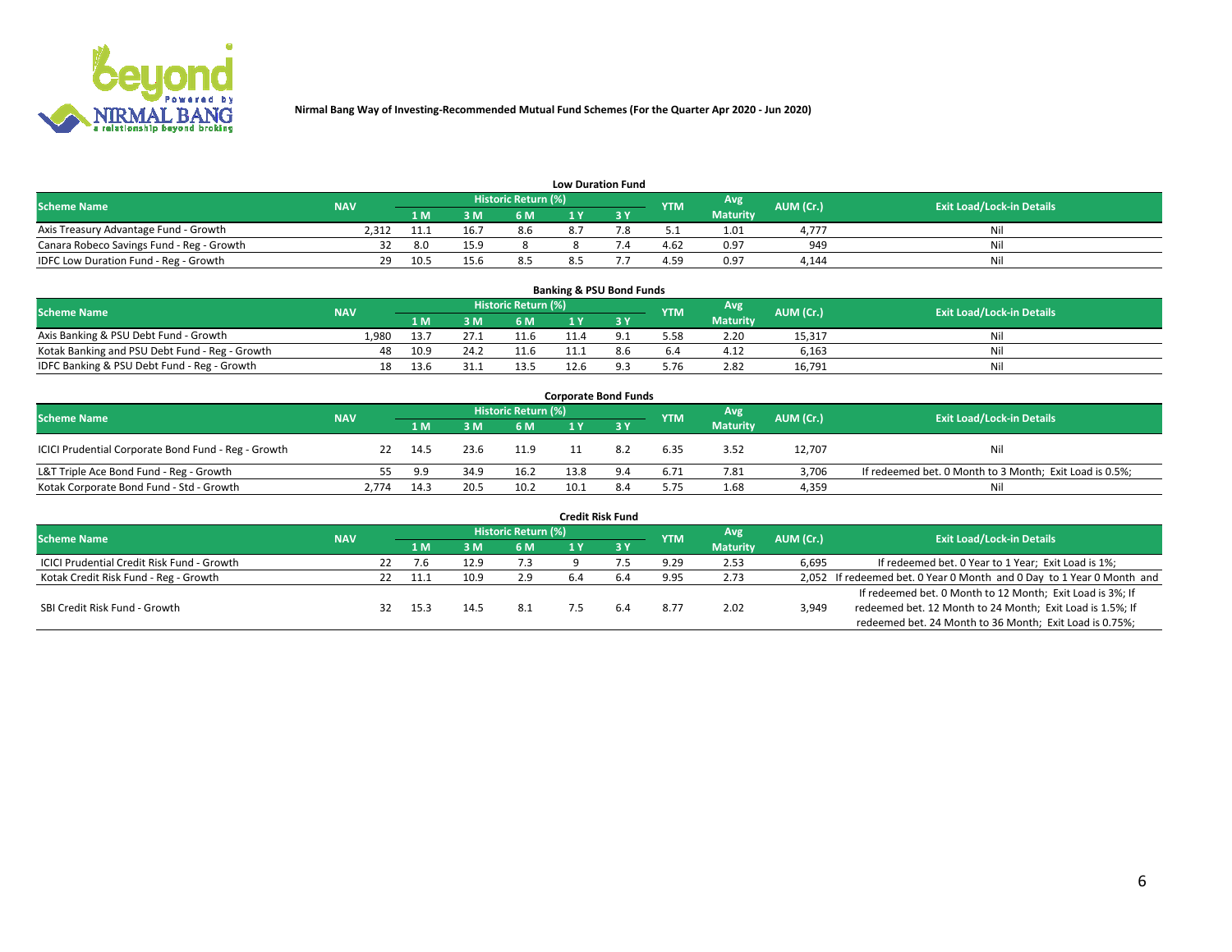Nirmal Bang Way of Investing-Recommended Mutual Fund Schemes (For the Quarter Apr 2020 - Jun 2020)

### Low Duration Fund

| Scheme Name | NAV | Historic Return (%) | | | | | YTM | Avg Maturity | AUM (Cr.) | Exit Load/Lock-in Details |
|---|---|---|---|---|---|---|---|---|---|---|
| | | 1 M | 3 M | 6 M | 1 Y | 3 Y | | | | |
| Axis Treasury Advantage Fund - Growth | 2,312 | 11.1 | 16.7 | 8.6 | 8.7 | 7.8 | 5.1 | 1.01 | 4,777 | Nil |
| Canara Robeco Savings Fund - Reg - Growth | 32 | 8.0 | 15.9 | 8 | 8 | 7.4 | 4.62 | 0.97 | 949 | Nil |
| IDFC Low Duration Fund - Reg - Growth | 29 | 10.5 | 15.6 | 8.5 | 8.5 | 7.7 | 4.59 | 0.97 | 4,144 | Nil |

### Banking & PSU Bond Funds

| Scheme Name | NAV | Historic Return (%) | | | | | YTM | Avg Maturity | AUM (Cr.) | Exit Load/Lock-in Details |
|---|---|---|---|---|---|---|---|---|---|---|
| | | 1 M | 3 M | 6 M | 1 Y | 3 Y | | | | |
| Axis Banking & PSU Debt Fund - Growth | 1,980 | 13.7 | 27.1 | 11.6 | 11.4 | 9.1 | 5.58 | 2.20 | 15,317 | Nil |
| Kotak Banking and PSU Debt Fund - Reg - Growth | 48 | 10.9 | 24.2 | 11.6 | 11.1 | 8.6 | 6.4 | 4.12 | 6,163 | Nil |
| IDFC Banking & PSU Debt Fund - Reg - Growth | 18 | 13.6 | 31.1 | 13.5 | 12.6 | 9.3 | 5.76 | 2.82 | 16,791 | Nil |

### Corporate Bond Funds

| Scheme Name | NAV | Historic Return (%) | | | | | YTM | Avg Maturity | AUM (Cr.) | Exit Load/Lock-in Details |
|---|---|---|---|---|---|---|---|---|---|---|
| | | 1 M | 3 M | 6 M | 1 Y | 3 Y | | | | |
| ICICI Prudential Corporate Bond Fund - Reg - Growth | 22 | 14.5 | 23.6 | 11.9 | 11 | 8.2 | 6.35 | 3.52 | 12,707 | Nil |
| L&T Triple Ace Bond Fund - Reg - Growth | 55 | 9.9 | 34.9 | 16.2 | 13.8 | 9.4 | 6.71 | 7.81 | 3,706 | If redeemed bet. 0 Month to 3 Month; Exit Load is 0.5%; |
| Kotak Corporate Bond Fund - Std - Growth | 2,774 | 14.3 | 20.5 | 10.2 | 10.1 | 8.4 | 5.75 | 1.68 | 4,359 | Nil |

### Credit Risk Fund

| Scheme Name | NAV | Historic Return (%) | | | | | YTM | Avg Maturity | AUM (Cr.) | Exit Load/Lock-in Details |
|---|---|---|---|---|---|---|---|---|---|---|
| | | 1 M | 3 M | 6 M | 1 Y | 3 Y | | | | |
| ICICI Prudential Credit Risk Fund - Growth | 22 | 7.6 | 12.9 | 7.3 | 9 | 7.5 | 9.29 | 2.53 | 6,695 | If redeemed bet. 0 Year to 1 Year; Exit Load is 1%; |
| Kotak Credit Risk Fund - Reg - Growth | 22 | 11.1 | 10.9 | 2.9 | 6.4 | 6.4 | 9.95 | 2.73 | 2,052 | If redeemed bet. 0 Year 0 Month and 0 Day to 1 Year 0 Month and |
| SBI Credit Risk Fund - Growth | 32 | 15.3 | 14.5 | 8.1 | 7.5 | 6.4 | 8.77 | 2.02 | 3,949 | If redeemed bet. 0 Month to 12 Month; Exit Load is 3%; If redeemed bet. 12 Month to 24 Month; Exit Load is 1.5%; If redeemed bet. 24 Month to 36 Month; Exit Load is 0.75%; |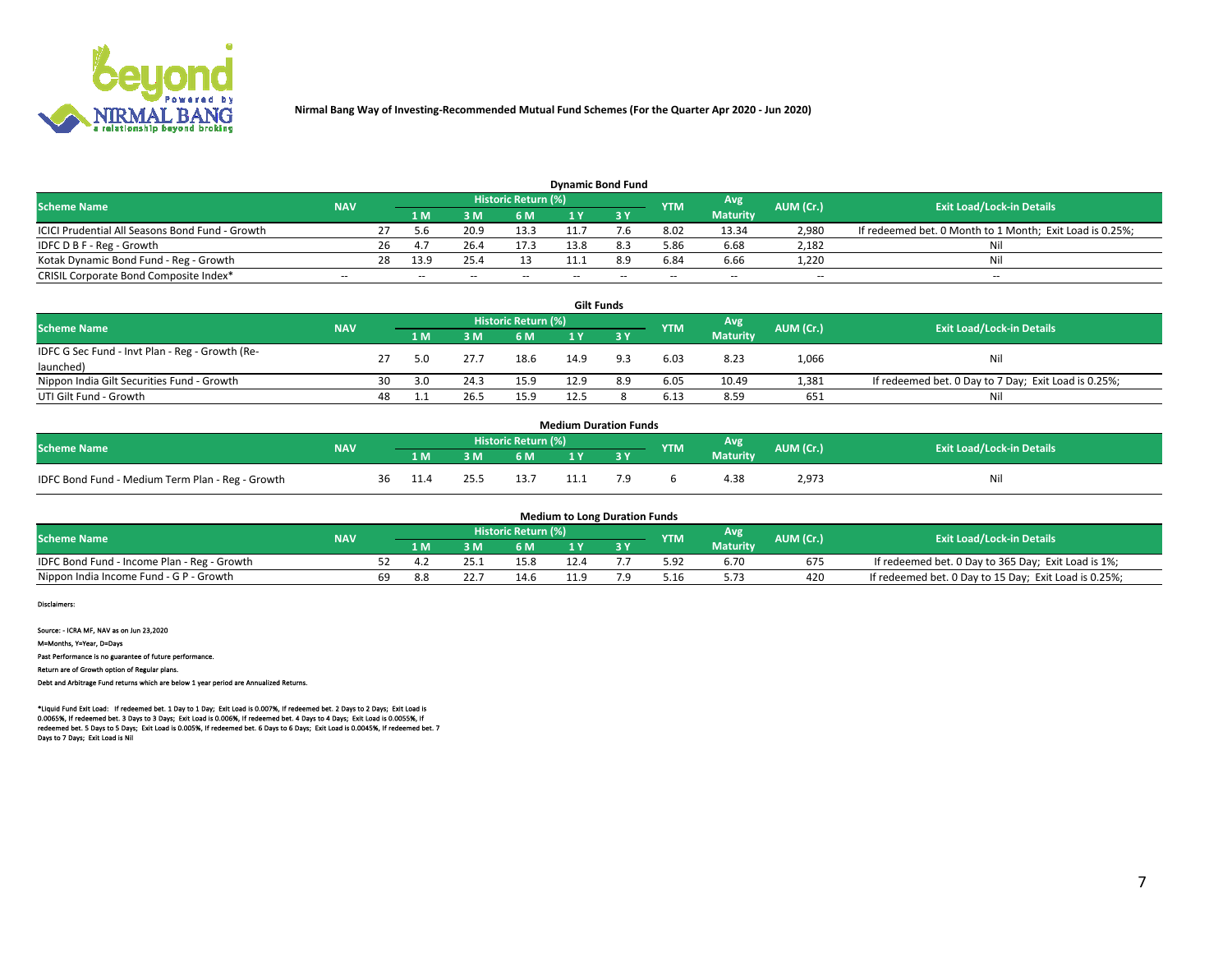Nirmal Bang Way of Investing-Recommended Mutual Fund Schemes (For the Quarter Apr 2020 - Jun 2020)

## Dynamic Bond Fund

| Scheme Name | NAV | Historic Return (%) | | | | | YTM | Avg Maturity | AUM (Cr.) | Exit Load/Lock-in Details |
|---|---|---|---|---|---|---|---|---|---|---|
| | | 1 M | 3 M | 6 M | 1 Y | 3 Y | | | | |
| ICICI Prudential All Seasons Bond Fund - Growth | 27 | 5.6 | 20.9 | 13.3 | 11.7 | 7.6 | 8.02 | 13.34 | 2,980 | If redeemed bet. 0 Month to 1 Month; Exit Load is 0.25%; |
| IDFC D B F - Reg - Growth | 26 | 4.7 | 26.4 | 17.3 | 13.8 | 8.3 | 5.86 | 6.68 | 2,182 | Nil |
| Kotak Dynamic Bond Fund - Reg - Growth | 28 | 13.9 | 25.4 | 13 | 11.1 | 8.9 | 6.84 | 6.66 | 1,220 | Nil |
| CRISIL Corporate Bond Composite Index* | -- | -- | -- | -- | -- | -- | -- | -- | -- | -- |

## Gilt Funds

| Scheme Name | NAV | Historic Return (%) | | | | | YTM | Avg Maturity | AUM (Cr.) | Exit Load/Lock-in Details |
|---|---|---|---|---|---|---|---|---|---|---|
| | | 1 M | 3 M | 6 M | 1 Y | 3 Y | | | | |
| IDFC G Sec Fund - Invt Plan - Reg - Growth (Re-launched) | 27 | 5.0 | 27.7 | 18.6 | 14.9 | 9.3 | 6.03 | 8.23 | 1,066 | Nil |
| Nippon India Gilt Securities Fund - Growth | 30 | 3.0 | 24.3 | 15.9 | 12.9 | 8.9 | 6.05 | 10.49 | 1,381 | If redeemed bet. 0 Day to 7 Day; Exit Load is 0.25%; |
| UTI Gilt Fund - Growth | 48 | 1.1 | 26.5 | 15.9 | 12.5 | 8 | 6.13 | 8.59 | 651 | Nil |

## Medium Duration Funds

| Scheme Name | NAV | Historic Return (%) | | | | | YTM | Avg Maturity | AUM (Cr.) | Exit Load/Lock-in Details |
|---|---|---|---|---|---|---|---|---|---|---|
| | | 1 M | 3 M | 6 M | 1 Y | 3 Y | | | | |
| IDFC Bond Fund - Medium Term Plan - Reg - Growth | 36 | 11.4 | 25.5 | 13.7 | 11.1 | 7.9 | 6 | 4.38 | 2,973 | Nil |

## Medium to Long Duration Funds

| Scheme Name | NAV | Historic Return (%) | | | | | YTM | Avg Maturity | AUM (Cr.) | Exit Load/Lock-in Details |
|---|---|---|---|---|---|---|---|---|---|---|
| | | 1 M | 3 M | 6 M | 1 Y | 3 Y | | | | |
| IDFC Bond Fund - Income Plan - Reg - Growth | 52 | 4.2 | 25.1 | 15.8 | 12.4 | 7.7 | 5.92 | 6.70 | 675 | If redeemed bet. 0 Day to 365 Day; Exit Load is 1%; |
| Nippon India Income Fund - G P - Growth | 69 | 8.8 | 22.7 | 14.6 | 11.9 | 7.9 | 5.16 | 5.73 | 420 | If redeemed bet. 0 Day to 15 Day; Exit Load is 0.25%; |

Disclaimers:

Source: - ICRA MF, NAV as on Jun 23,2020

M=Months, Y=Year, D=Days

Past Performance is no guarantee of future performance.

Return are of Growth option of Regular plans.

Debt and Arbitrage Fund returns which are below 1 year period are Annualized Returns.

*Liquid Fund Exit Load: If redeemed bet. 1 Day to 1 Day; Exit Load is 0.007%, If redeemed bet. 2 Days to 2 Days; Exit Load is 0.0065%, If redeemed bet. 3 Days to 3 Days; Exit Load is 0.006%, If redeemed bet. 4 Days to 4 Days; Exit Load is 0.0055%, If redeemed bet. 5 Days to 5 Days; Exit Load is 0.005%, If redeemed bet. 6 Days to 6 Days; Exit Load is 0.0045%, If redeemed bet. 7 Days to 7 Days; Exit Load is Nil